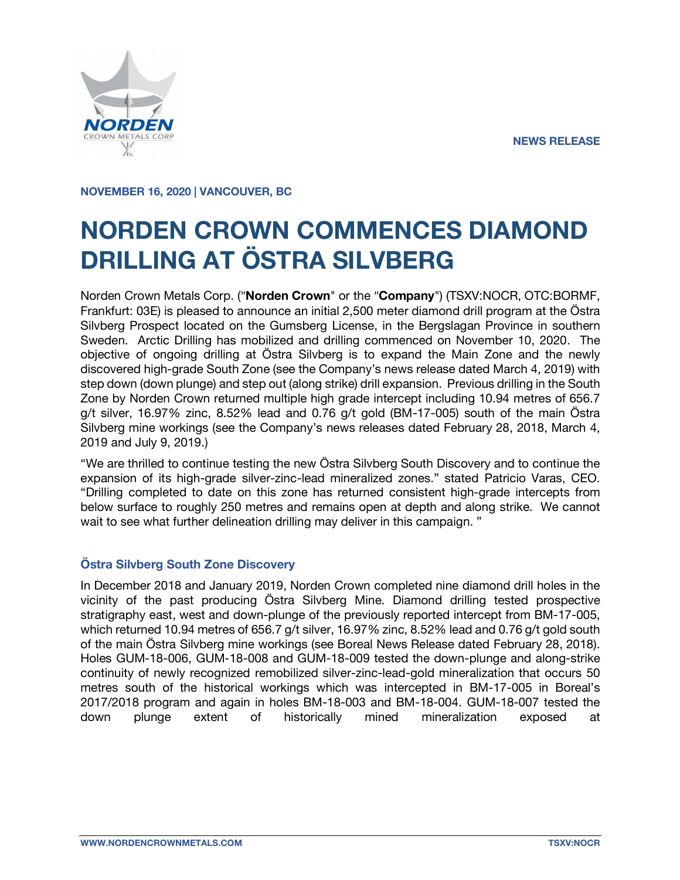**NEWS RELEASE**

**NOVEMBER 16, 2020 | VANCOUVER, BC**

# NORDEN CROWN COMMENCES DIAMOND DRILLING AT ÖSTRA SILVBERG

Norden Crown Metals Corp. ("**Norden Crown**" or the "**Company**") (TSXV:NOCR, OTC:BORMF, Frankfurt: 03E) is pleased to announce an initial 2,500 meter diamond drill program at the Östra Silvberg Prospect located on the Gumsberg License, in the Bergslagan Province in southern Sweden. Arctic Drilling has mobilized and drilling commenced on November 10, 2020. The objective of ongoing drilling at Östra Silvberg is to expand the Main Zone and the newly discovered high-grade South Zone (see the Company's news release dated March 4, 2019) with step down (down plunge) and step out (along strike) drill expansion. Previous drilling in the South Zone by Norden Crown returned multiple high grade intercept including 10.94 metres of 656.7 g/t silver, 16.97% zinc, 8.52% lead and 0.76 g/t gold (BM-17-005) south of the main Östra Silvberg mine workings (see the Company's news releases dated February 28, 2018, March 4, 2019 and July 9, 2019.)

"We are thrilled to continue testing the new Östra Silvberg South Discovery and to continue the expansion of its high-grade silver-zinc-lead mineralized zones." stated Patricio Varas, CEO. "Drilling completed to date on this zone has returned consistent high-grade intercepts from below surface to roughly 250 metres and remains open at depth and along strike. We cannot wait to see what further delineation drilling may deliver in this campaign. "

## Östra Silvberg South Zone Discovery

In December 2018 and January 2019, Norden Crown completed nine diamond drill holes in the vicinity of the past producing Östra Silvberg Mine. Diamond drilling tested prospective stratigraphy east, west and down-plunge of the previously reported intercept from BM-17-005, which returned 10.94 metres of 656.7 g/t silver, 16.97% zinc, 8.52% lead and 0.76 g/t gold south of the main Östra Silvberg mine workings (see Boreal News Release dated February 28, 2018). Holes GUM-18-006, GUM-18-008 and GUM-18-009 tested the down-plunge and along-strike continuity of newly recognized remobilized silver-zinc-lead-gold mineralization that occurs 50 metres south of the historical workings which was intercepted in BM-17-005 in Boreal's 2017/2018 program and again in holes BM-18-003 and BM-18-004. GUM-18-007 tested the down plunge extent of historically mined mineralization exposed at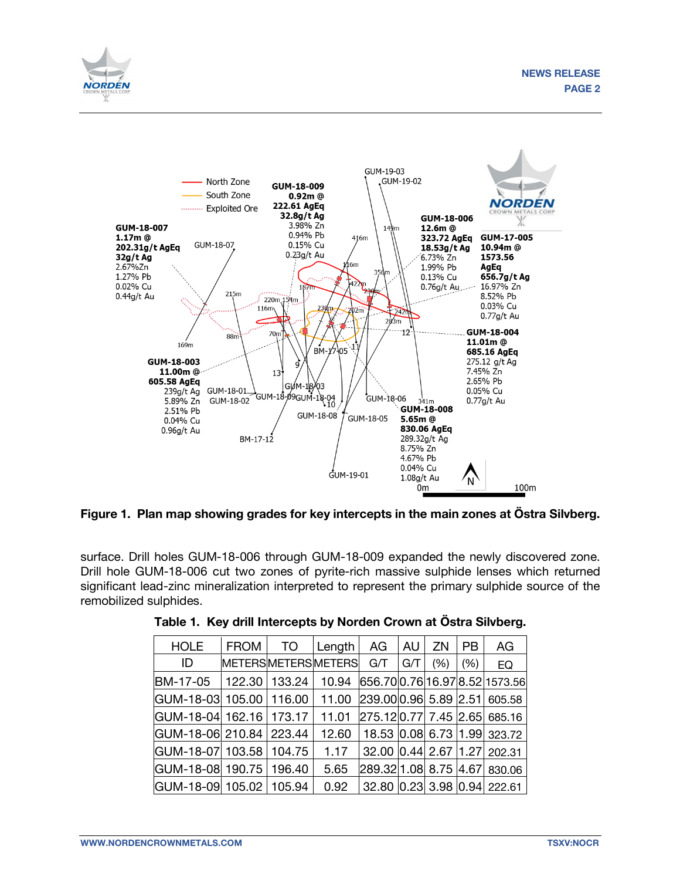**Figure 1. Plan map showing grades for key intercepts in the main zones at Östra Silvberg.**

surface. Drill holes GUM-18-006 through GUM-18-009 expanded the newly discovered zone. Drill hole GUM-18-006 cut two zones of pyrite-rich massive sulphide lenses which returned significant lead-zinc mineralization interpreted to represent the primary sulphide source of the remobilized sulphides.

**Table 1. Key drill Intercepts by Norden Crown at Östra Silvberg.**

| HOLE ID | FROM METERS | TO METERS | Length METERS | AG G/T | AU G/T | ZN (%) | PB (%) | AG EQ |
|---|---|---|---|---|---|---|---|---|
| BM-17-05 | 122.30 | 133.24 | 10.94 | 656.70 | 0.76 | 16.97 | 8.52 | 1573.56 |
| GUM-18-03 | 105.00 | 116.00 | 11.00 | 239.00 | 0.96 | 5.89 | 2.51 | 605.58 |
| GUM-18-04 | 162.16 | 173.17 | 11.01 | 275.12 | 0.77 | 7.45 | 2.65 | 685.16 |
| GUM-18-06 | 210.84 | 223.44 | 12.60 | 18.53 | 0.08 | 6.73 | 1.99 | 323.72 |
| GUM-18-07 | 103.58 | 104.75 | 1.17 | 32.00 | 0.44 | 2.67 | 1.27 | 202.31 |
| GUM-18-08 | 190.75 | 196.40 | 5.65 | 289.32 | 1.08 | 8.75 | 4.67 | 830.06 |
| GUM-18-09 | 105.02 | 105.94 | 0.92 | 32.80 | 0.23 | 3.98 | 0.94 | 222.61 |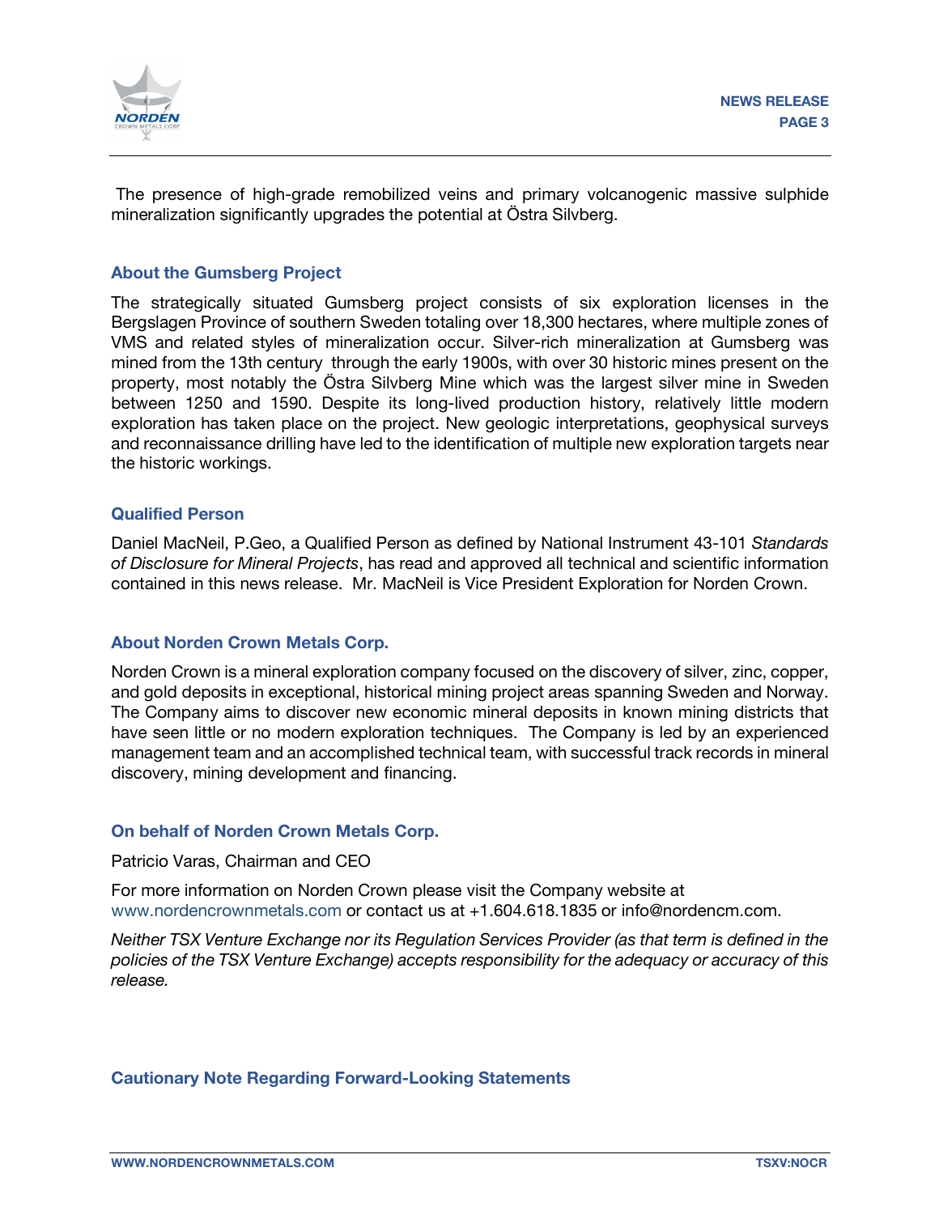The presence of high-grade remobilized veins and primary volcanogenic massive sulphide mineralization significantly upgrades the potential at Östra Silvberg.

## About the Gumsberg Project

The strategically situated Gumsberg project consists of six exploration licenses in the Bergslagen Province of southern Sweden totaling over 18,300 hectares, where multiple zones of VMS and related styles of mineralization occur. Silver-rich mineralization at Gumsberg was mined from the 13th century through the early 1900s, with over 30 historic mines present on the property, most notably the Östra Silvberg Mine which was the largest silver mine in Sweden between 1250 and 1590. Despite its long-lived production history, relatively little modern exploration has taken place on the project. New geologic interpretations, geophysical surveys and reconnaissance drilling have led to the identification of multiple new exploration targets near the historic workings.

## Qualified Person

Daniel MacNeil, P.Geo, a Qualified Person as defined by National Instrument 43-101 *Standards of Disclosure for Mineral Projects*, has read and approved all technical and scientific information contained in this news release. Mr. MacNeil is Vice President Exploration for Norden Crown.

## About Norden Crown Metals Corp.

Norden Crown is a mineral exploration company focused on the discovery of silver, zinc, copper, and gold deposits in exceptional, historical mining project areas spanning Sweden and Norway. The Company aims to discover new economic mineral deposits in known mining districts that have seen little or no modern exploration techniques. The Company is led by an experienced management team and an accomplished technical team, with successful track records in mineral discovery, mining development and financing.

## On behalf of Norden Crown Metals Corp.

Patricio Varas, Chairman and CEO

For more information on Norden Crown please visit the Company website at www.nordencrownmetals.com or contact us at +1.604.618.1835 or info@nordencm.com.

*Neither TSX Venture Exchange nor its Regulation Services Provider (as that term is defined in the policies of the TSX Venture Exchange) accepts responsibility for the adequacy or accuracy of this release.*

## Cautionary Note Regarding Forward-Looking Statements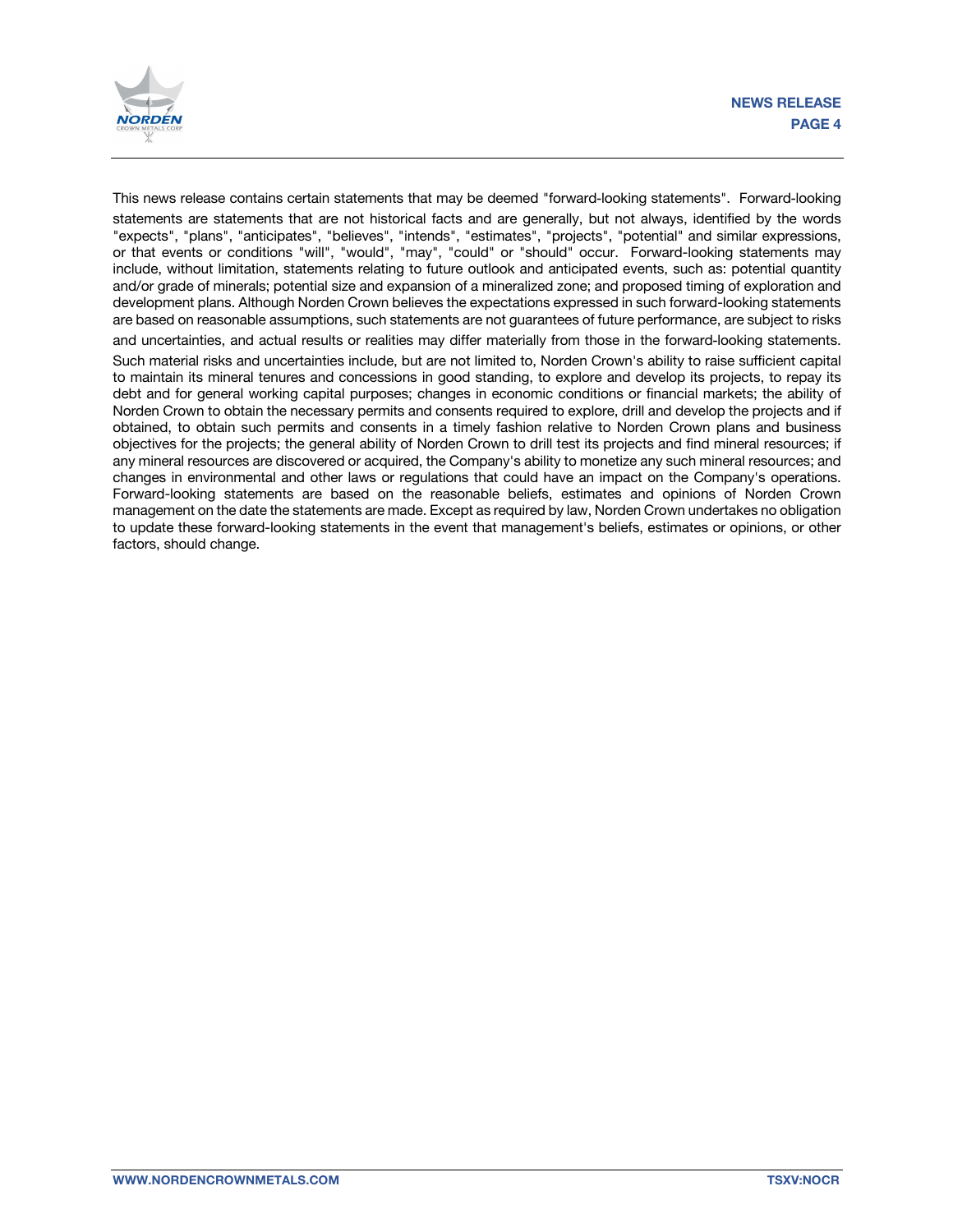This news release contains certain statements that may be deemed "forward-looking statements". Forward-looking statements are statements that are not historical facts and are generally, but not always, identified by the words "expects", "plans", "anticipates", "believes", "intends", "estimates", "projects", "potential" and similar expressions, or that events or conditions "will", "would", "may", "could" or "should" occur. Forward-looking statements may include, without limitation, statements relating to future outlook and anticipated events, such as: potential quantity and/or grade of minerals; potential size and expansion of a mineralized zone; and proposed timing of exploration and development plans. Although Norden Crown believes the expectations expressed in such forward-looking statements are based on reasonable assumptions, such statements are not guarantees of future performance, are subject to risks and uncertainties, and actual results or realities may differ materially from those in the forward-looking statements. Such material risks and uncertainties include, but are not limited to, Norden Crown's ability to raise sufficient capital to maintain its mineral tenures and concessions in good standing, to explore and develop its projects, to repay its debt and for general working capital purposes; changes in economic conditions or financial markets; the ability of Norden Crown to obtain the necessary permits and consents required to explore, drill and develop the projects and if obtained, to obtain such permits and consents in a timely fashion relative to Norden Crown plans and business objectives for the projects; the general ability of Norden Crown to drill test its projects and find mineral resources; if any mineral resources are discovered or acquired, the Company's ability to monetize any such mineral resources; and changes in environmental and other laws or regulations that could have an impact on the Company's operations. Forward-looking statements are based on the reasonable beliefs, estimates and opinions of Norden Crown management on the date the statements are made. Except as required by law, Norden Crown undertakes no obligation to update these forward-looking statements in the event that management's beliefs, estimates or opinions, or other factors, should change.